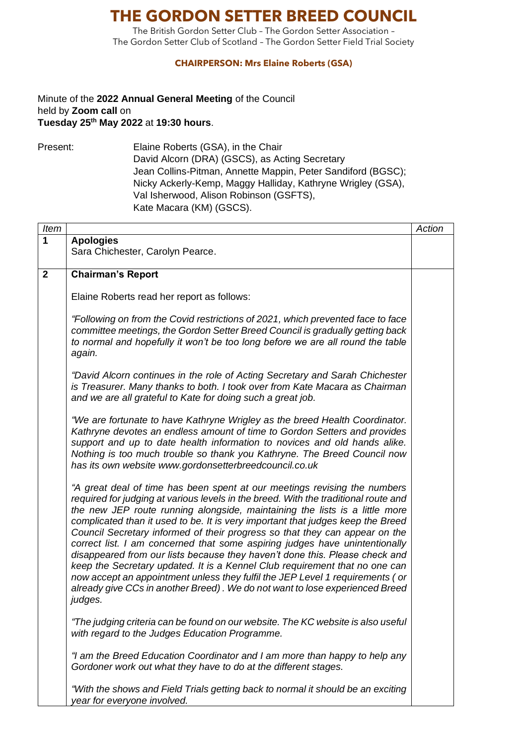# THE GORDON SETTER BREED COUNCIL

The British Gordon Setter Club – The Gordon Setter Association –
The Gordon Setter Club of Scotland – The Gordon Setter Field Trial Society

**CHAIRPERSON: Mrs Elaine Roberts (GSA)**

Minute of the **2022 Annual General Meeting** of the Council
held by **Zoom call** on
**Tuesday 25th May 2022** at **19:30 hours**.

Present: Elaine Roberts (GSA), in the Chair
David Alcorn (DRA) (GSCS), as Acting Secretary
Jean Collins-Pitman, Annette Mappin, Peter Sandiford (BGSC);
Nicky Ackerly-Kemp, Maggy Halliday, Kathryne Wrigley (GSA),
Val Isherwood, Alison Robinson (GSFTS),
Kate Macara (KM) (GSCS).

| *Item* | | *Action* |
|---|---|---|
| **1** | **Apologies**<br>Sara Chichester, Carolyn Pearce. | |
| **2** | **Chairman's Report**<br><br>Elaine Roberts read her report as follows:<br><br>*"Following on from the Covid restrictions of 2021, which prevented face to face committee meetings, the Gordon Setter Breed Council is gradually getting back to normal and hopefully it won't be too long before we are all round the table again.*<br><br>*"David Alcorn continues in the role of Acting Secretary and Sarah Chichester is Treasurer. Many thanks to both. I took over from Kate Macara as Chairman and we are all grateful to Kate for doing such a great job.*<br><br>*"We are fortunate to have Kathryne Wrigley as the breed Health Coordinator. Kathryne devotes an endless amount of time to Gordon Setters and provides support and up to date health information to novices and old hands alike. Nothing is too much trouble so thank you Kathryne. The Breed Council now has its own website www.gordonsetterbreedcouncil.co.uk*<br><br>*"A great deal of time has been spent at our meetings revising the numbers required for judging at various levels in the breed. With the traditional route and the new JEP route running alongside, maintaining the lists is a little more complicated than it used to be. It is very important that judges keep the Breed Council Secretary informed of their progress so that they can appear on the correct list. I am concerned that some aspiring judges have unintentionally disappeared from our lists because they haven't done this. Please check and keep the Secretary updated. It is a Kennel Club requirement that no one can now accept an appointment unless they fulfil the JEP Level 1 requirements ( or already give CCs in another Breed) . We do not want to lose experienced Breed judges.*<br><br>*"The judging criteria can be found on our website. The KC website is also useful with regard to the Judges Education Programme.*<br><br>*"I am the Breed Education Coordinator and I am more than happy to help any Gordoner work out what they have to do at the different stages.*<br><br>*"With the shows and Field Trials getting back to normal it should be an exciting year for everyone involved.* | |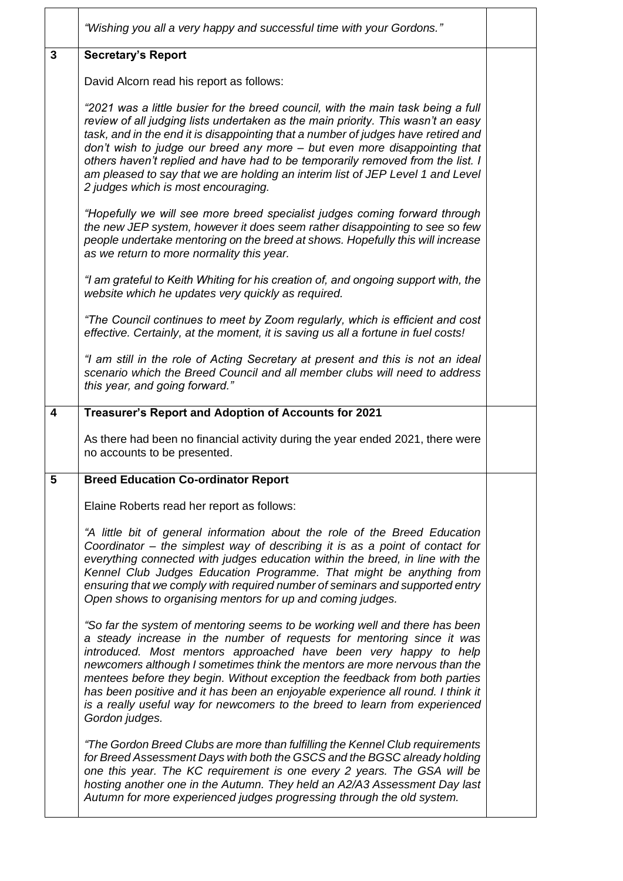| | | |
|---|---|---|
| | *"Wishing you all a very happy and successful time with your Gordons."* | |
| **3** | **Secretary's Report**<br><br>David Alcorn read his report as follows:<br><br>*"2021 was a little busier for the breed council, with the main task being a full review of all judging lists undertaken as the main priority. This wasn't an easy task, and in the end it is disappointing that a number of judges have retired and don't wish to judge our breed any more – but even more disappointing that others haven't replied and have had to be temporarily removed from the list. I am pleased to say that we are holding an interim list of JEP Level 1 and Level 2 judges which is most encouraging.*<br><br>*"Hopefully we will see more breed specialist judges coming forward through the new JEP system, however it does seem rather disappointing to see so few people undertake mentoring on the breed at shows. Hopefully this will increase as we return to more normality this year.*<br><br>*"I am grateful to Keith Whiting for his creation of, and ongoing support with, the website which he updates very quickly as required.*<br><br>*"The Council continues to meet by Zoom regularly, which is efficient and cost effective. Certainly, at the moment, it is saving us all a fortune in fuel costs!*<br><br>*"I am still in the role of Acting Secretary at present and this is not an ideal scenario which the Breed Council and all member clubs will need to address this year, and going forward."* | |
| **4** | **Treasurer's Report and Adoption of Accounts for 2021**<br><br>As there had been no financial activity during the year ended 2021, there were no accounts to be presented. | |
| **5** | **Breed Education Co-ordinator Report**<br><br>Elaine Roberts read her report as follows:<br><br>*"A little bit of general information about the role of the Breed Education Coordinator – the simplest way of describing it is as a point of contact for everything connected with judges education within the breed, in line with the Kennel Club Judges Education Programme. That might be anything from ensuring that we comply with required number of seminars and supported entry Open shows to organising mentors for up and coming judges.*<br><br>*"So far the system of mentoring seems to be working well and there has been a steady increase in the number of requests for mentoring since it was introduced. Most mentors approached have been very happy to help newcomers although I sometimes think the mentors are more nervous than the mentees before they begin. Without exception the feedback from both parties has been positive and it has been an enjoyable experience all round. I think it is a really useful way for newcomers to the breed to learn from experienced Gordon judges.*<br><br>*"The Gordon Breed Clubs are more than fulfilling the Kennel Club requirements for Breed Assessment Days with both the GSCS and the BGSC already holding one this year. The KC requirement is one every 2 years. The GSA will be hosting another one in the Autumn. They held an A2/A3 Assessment Day last Autumn for more experienced judges progressing through the old system.* | |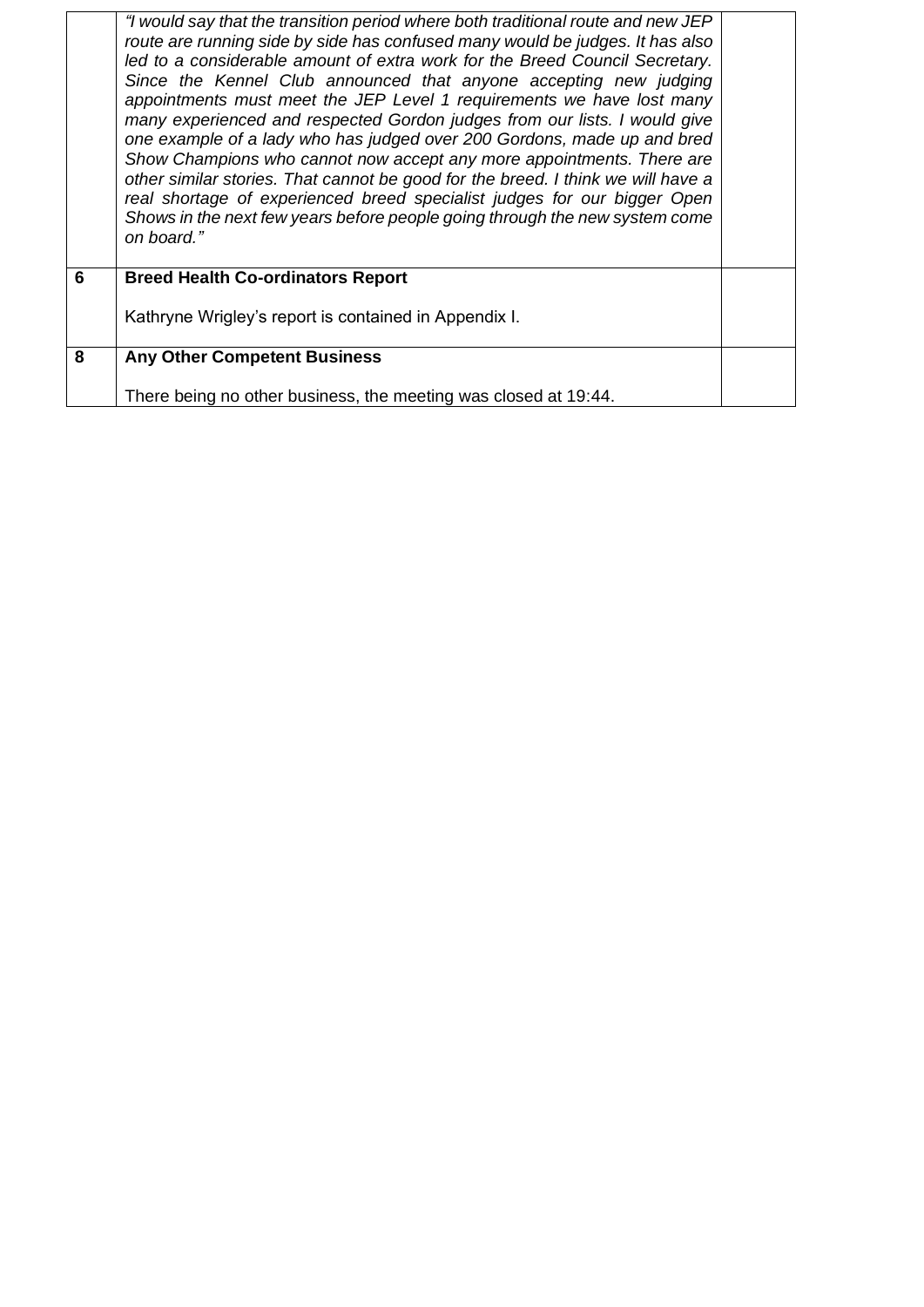| | | |
|---|---|---|
| | *"I would say that the transition period where both traditional route and new JEP route are running side by side has confused many would be judges. It has also led to a considerable amount of extra work for the Breed Council Secretary. Since the Kennel Club announced that anyone accepting new judging appointments must meet the JEP Level 1 requirements we have lost many many experienced and respected Gordon judges from our lists. I would give one example of a lady who has judged over 200 Gordons, made up and bred Show Champions who cannot now accept any more appointments. There are other similar stories. That cannot be good for the breed. I think we will have a real shortage of experienced breed specialist judges for our bigger Open Shows in the next few years before people going through the new system come on board."* | |
| **6** | **Breed Health Co-ordinators Report**<br><br>Kathryne Wrigley's report is contained in Appendix I. | |
| **8** | **Any Other Competent Business**<br><br>There being no other business, the meeting was closed at 19:44. | |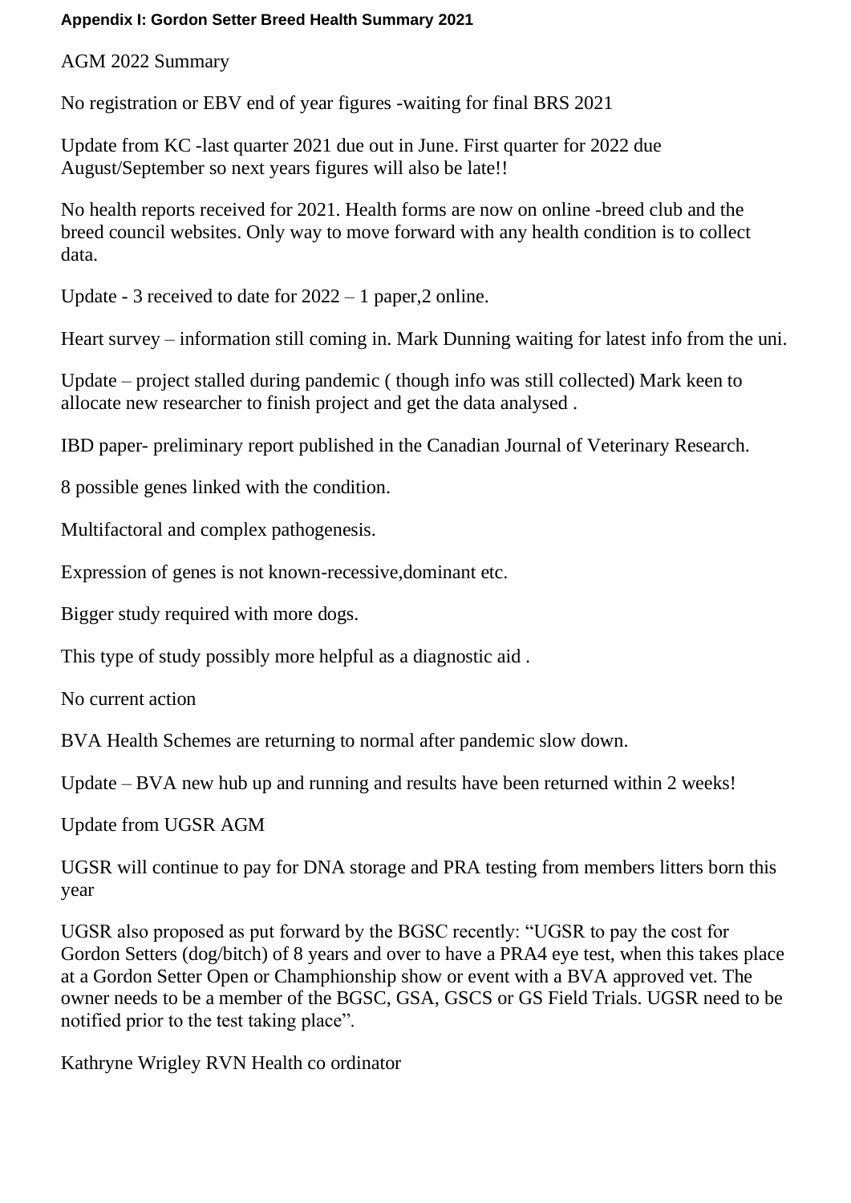**Appendix I: Gordon Setter Breed Health Summary 2021**

AGM 2022 Summary

No registration or EBV end of year figures -waiting for final BRS 2021

Update from KC -last quarter 2021 due out in June. First quarter for 2022 due August/September so next years figures will also be late!!

No health reports received for 2021. Health forms are now on online -breed club and the breed council websites. Only way to move forward with any health condition is to collect data.

Update - 3 received to date for 2022 – 1 paper,2 online.

Heart survey – information still coming in. Mark Dunning waiting for latest info from the uni.

Update – project stalled during pandemic ( though info was still collected) Mark keen to allocate new researcher to finish project and get the data analysed .

IBD paper- preliminary report published in the Canadian Journal of Veterinary Research.

8 possible genes linked with the condition.

Multifactoral and complex pathogenesis.

Expression of genes is not known-recessive,dominant etc.

Bigger study required with more dogs.

This type of study possibly more helpful as a diagnostic aid .

No current action

BVA Health Schemes are returning to normal after pandemic slow down.

Update – BVA new hub up and running and results have been returned within 2 weeks!

Update from UGSR AGM

UGSR will continue to pay for DNA storage and PRA testing from members litters born this year

UGSR also proposed as put forward by the BGSC recently: "UGSR to pay the cost for Gordon Setters (dog/bitch) of 8 years and over to have a PRA4 eye test, when this takes place at a Gordon Setter Open or Champhionship show or event with a BVA approved vet. The owner needs to be a member of the BGSC, GSA, GSCS or GS Field Trials. UGSR need to be notified prior to the test taking place".

Kathryne Wrigley RVN Health co ordinator